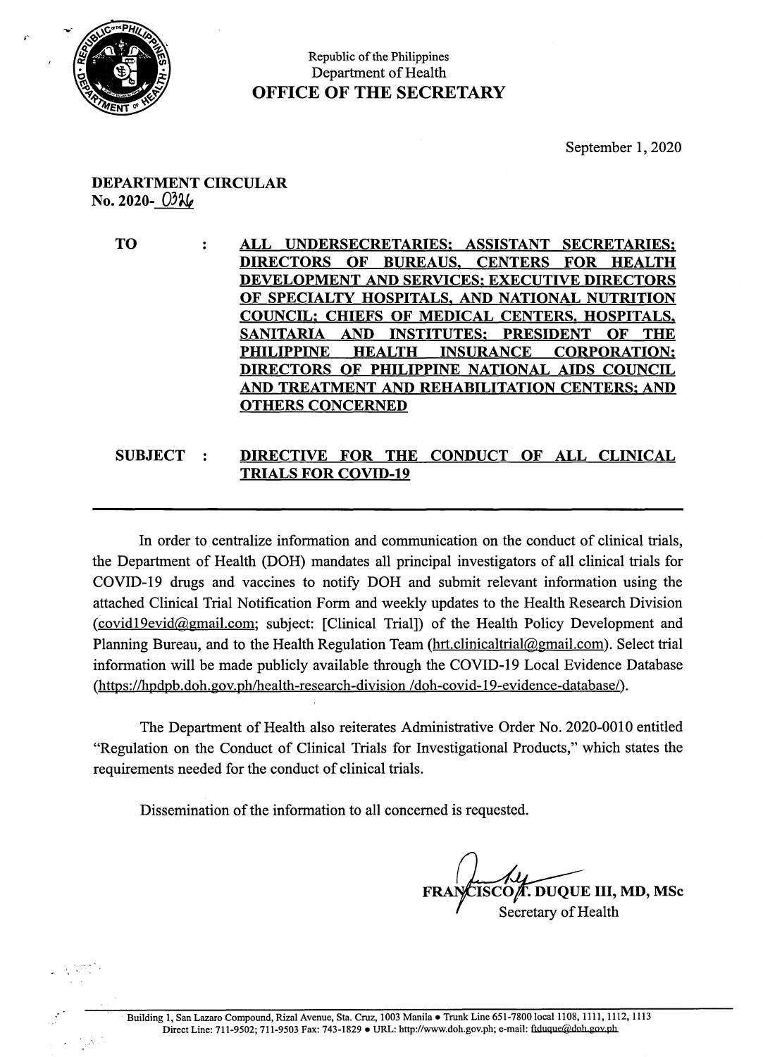Republic of the Philippines
Department of Health
**OFFICE OF THE SECRETARY**

September 1, 2020

**DEPARTMENT CIRCULAR**
**No. 2020-0326**

**TO** : **ALL UNDERSECRETARIES; ASSISTANT SECRETARIES; DIRECTORS OF BUREAUS, CENTERS FOR HEALTH DEVELOPMENT AND SERVICES; EXECUTIVE DIRECTORS OF SPECIALTY HOSPITALS, AND NATIONAL NUTRITION COUNCIL; CHIEFS OF MEDICAL CENTERS, HOSPITALS, SANITARIA AND INSTITUTES; PRESIDENT OF THE PHILIPPINE HEALTH INSURANCE CORPORATION; DIRECTORS OF PHILIPPINE NATIONAL AIDS COUNCIL AND TREATMENT AND REHABILITATION CENTERS; AND OTHERS CONCERNED**

**SUBJECT** : **DIRECTIVE FOR THE CONDUCT OF ALL CLINICAL TRIALS FOR COVID-19**

---

In order to centralize information and communication on the conduct of clinical trials, the Department of Health (DOH) mandates all principal investigators of all clinical trials for COVID-19 drugs and vaccines to notify DOH and submit relevant information using the attached Clinical Trial Notification Form and weekly updates to the Health Research Division (covid19evid@gmail.com; subject: [Clinical Trial]) of the Health Policy Development and Planning Bureau, and to the Health Regulation Team (hrt.clinicaltrial@gmail.com). Select trial information will be made publicly available through the COVID-19 Local Evidence Database (https://hpdpb.doh.gov.ph/health-research-division /doh-covid-19-evidence-database/).

The Department of Health also reiterates Administrative Order No. 2020-0010 entitled "Regulation on the Conduct of Clinical Trials for Investigational Products," which states the requirements needed for the conduct of clinical trials.

Dissemination of the information to all concerned is requested.

**FRANCISCO T. DUQUE III, MD, MSc**
Secretary of Health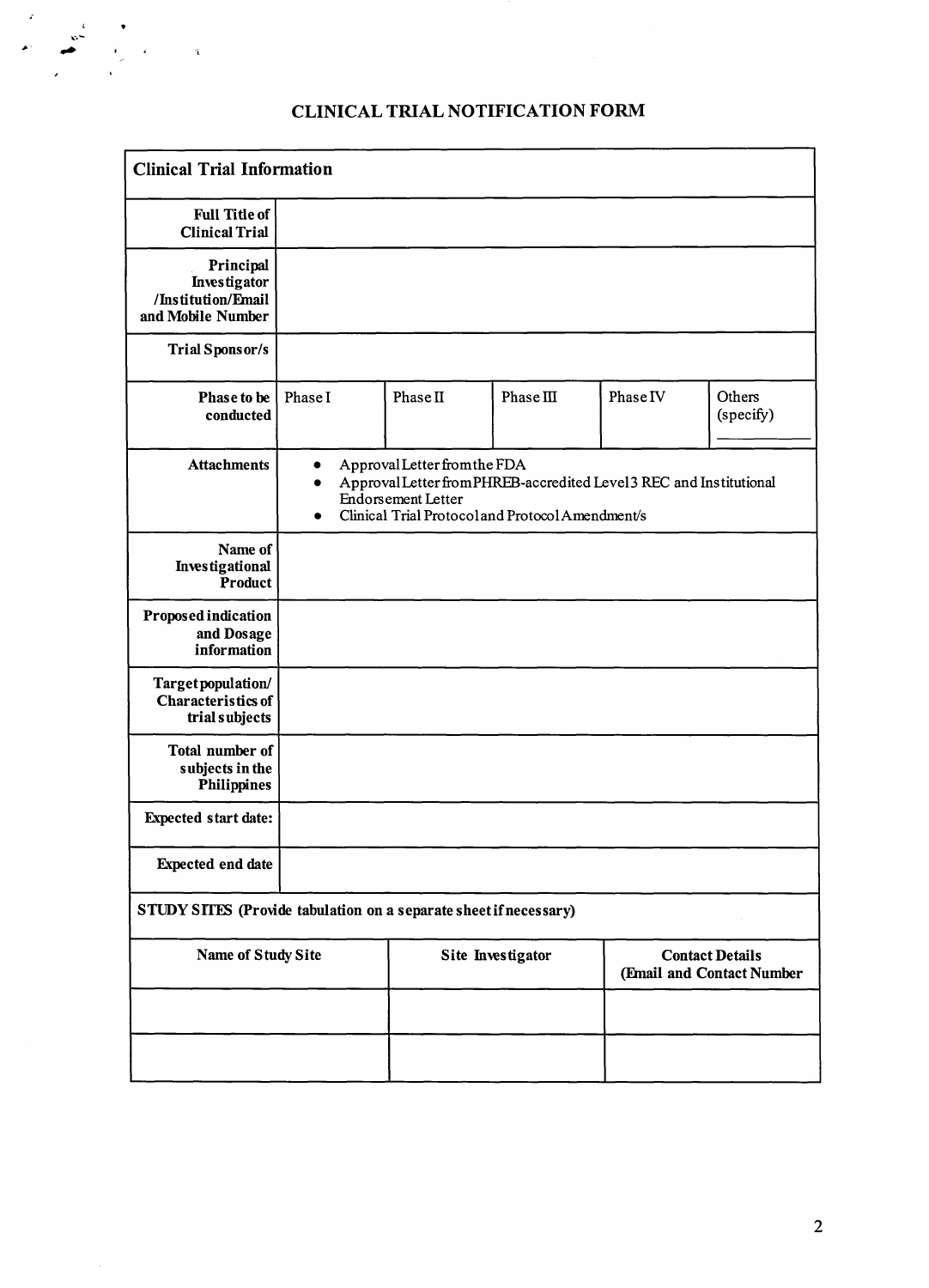# CLINICAL TRIAL NOTIFICATION FORM

| Clinical Trial Information | | | | | |
|---|---|---|---|---|---|
| **Full Title of Clinical Trial** | | | | | |
| **Principal Investigator /Institution/Email and Mobile Number** | | | | | |
| **Trial Sponsor/s** | | | | | |
| **Phase to be conducted** | Phase I | Phase II | Phase III | Phase IV | Others (specify) ________ |
| **Attachments** | • Approval Letter from the FDA<br>• Approval Letter from PHREB-accredited Level 3 REC and Institutional Endorsement Letter<br>• Clinical Trial Protocol and Protocol Amendment/s | | | | |
| **Name of Investigational Product** | | | | | |
| **Proposed indication and Dosage information** | | | | | |
| **Target population/ Characteristics of trial subjects** | | | | | |
| **Total number of subjects in the Philippines** | | | | | |
| **Expected start date:** | | | | | |
| **Expected end date** | | | | | |

**STUDY SITES (Provide tabulation on a separate sheet if necessary)**

| Name of Study Site | Site Investigator | Contact Details (Email and Contact Number |
|---|---|---|
| | | |
| | | |